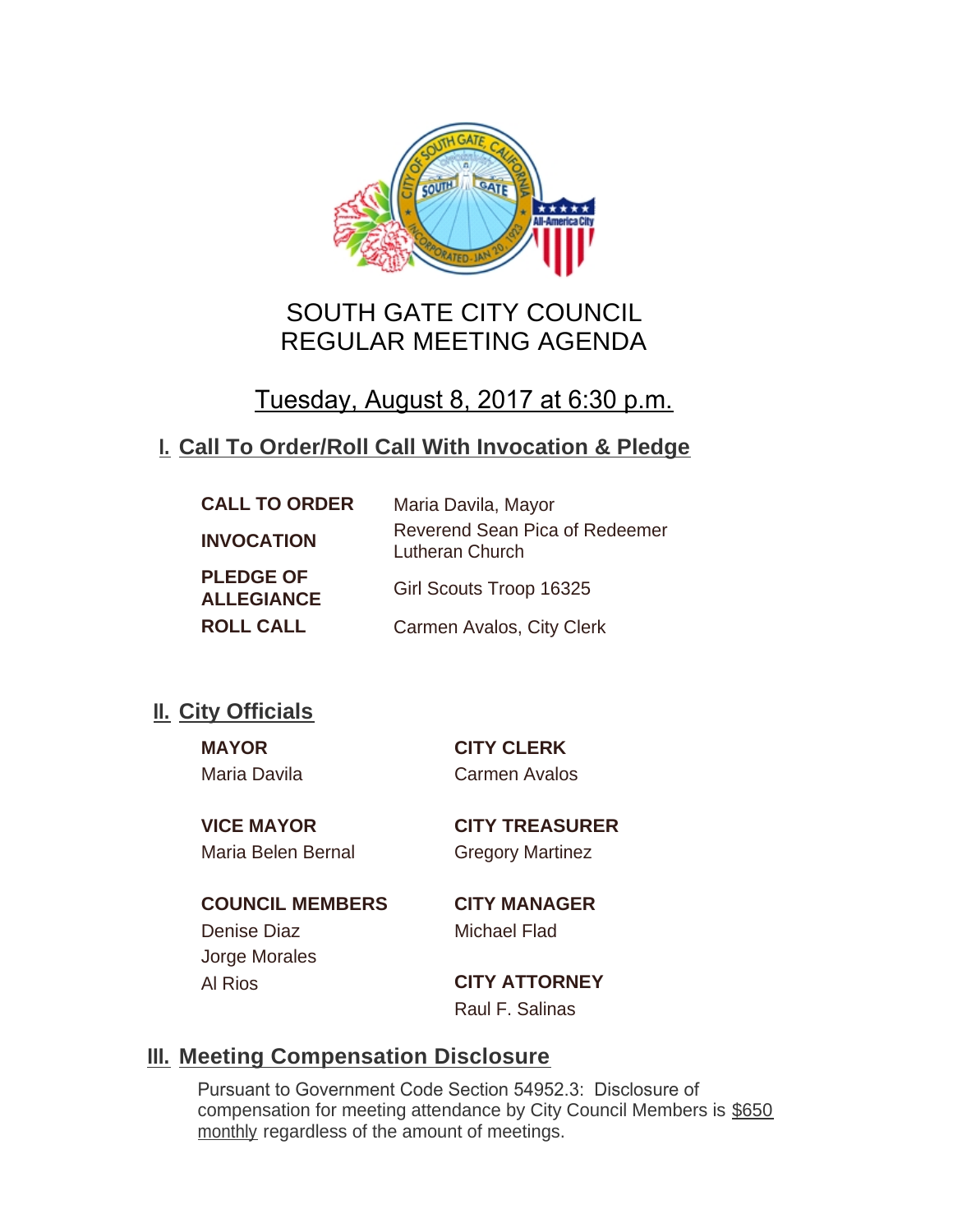# SOUTH GATE CITY COUNCIL
# REGULAR MEETING AGENDA

## Tuesday, August 8, 2017 at 6:30 p.m.

## I. Call To Order/Roll Call With Invocation & Pledge

| | |
|---|---|
| **CALL TO ORDER** | Maria Davila, Mayor |
| **INVOCATION** | Reverend Sean Pica of Redeemer Lutheran Church |
| **PLEDGE OF ALLEGIANCE** | Girl Scouts Troop 16325 |
| **ROLL CALL** | Carmen Avalos, City Clerk |

## II. City Officials

**MAYOR**
Maria Davila

**VICE MAYOR**
Maria Belen Bernal

**COUNCIL MEMBERS**
Denise Diaz
Jorge Morales
Al Rios

**CITY CLERK**
Carmen Avalos

**CITY TREASURER**
Gregory Martinez

**CITY MANAGER**
Michael Flad

**CITY ATTORNEY**
Raul F. Salinas

## III. Meeting Compensation Disclosure

Pursuant to Government Code Section 54952.3: Disclosure of compensation for meeting attendance by City Council Members is $650 monthly regardless of the amount of meetings.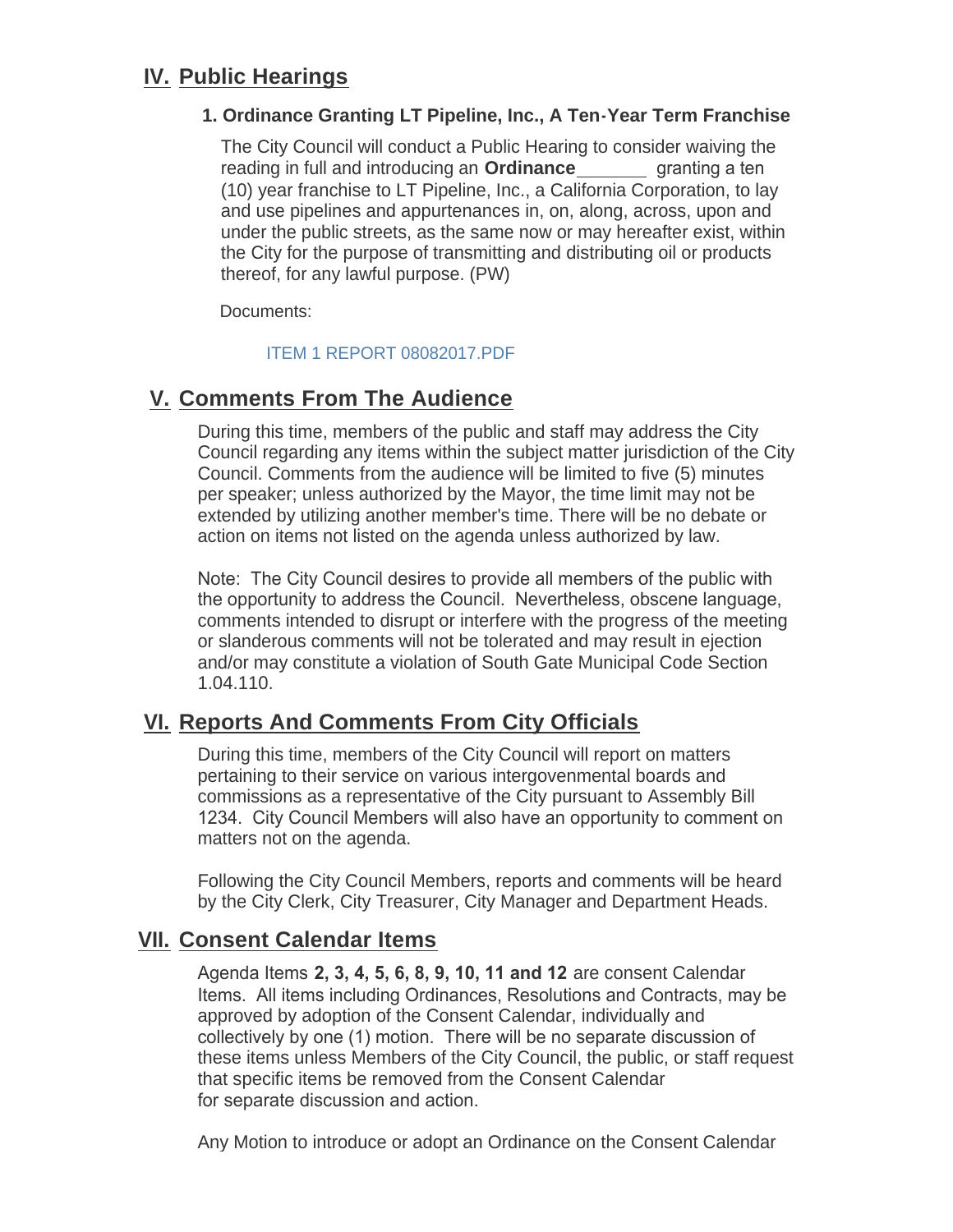## IV. Public Hearings

### 1. Ordinance Granting LT Pipeline, Inc., A Ten-Year Term Franchise

The City Council will conduct a Public Hearing to consider waiving the reading in full and introducing an **Ordinance**_______ granting a ten (10) year franchise to LT Pipeline, Inc., a California Corporation, to lay and use pipelines and appurtenances in, on, along, across, upon and under the public streets, as the same now or may hereafter exist, within the City for the purpose of transmitting and distributing oil or products thereof, for any lawful purpose. (PW)

Documents:

ITEM 1 REPORT 08082017.PDF

## V. Comments From The Audience

During this time, members of the public and staff may address the City Council regarding any items within the subject matter jurisdiction of the City Council. Comments from the audience will be limited to five (5) minutes per speaker; unless authorized by the Mayor, the time limit may not be extended by utilizing another member's time. There will be no debate or action on items not listed on the agenda unless authorized by law.

Note: The City Council desires to provide all members of the public with the opportunity to address the Council. Nevertheless, obscene language, comments intended to disrupt or interfere with the progress of the meeting or slanderous comments will not be tolerated and may result in ejection and/or may constitute a violation of South Gate Municipal Code Section 1.04.110.

## VI. Reports And Comments From City Officials

During this time, members of the City Council will report on matters pertaining to their service on various intergovenmental boards and commissions as a representative of the City pursuant to Assembly Bill 1234. City Council Members will also have an opportunity to comment on matters not on the agenda.

Following the City Council Members, reports and comments will be heard by the City Clerk, City Treasurer, City Manager and Department Heads.

## VII. Consent Calendar Items

Agenda Items **2, 3, 4, 5, 6, 8, 9, 10, 11 and 12** are consent Calendar Items. All items including Ordinances, Resolutions and Contracts, may be approved by adoption of the Consent Calendar, individually and collectively by one (1) motion. There will be no separate discussion of these items unless Members of the City Council, the public, or staff request that specific items be removed from the Consent Calendar for separate discussion and action.

Any Motion to introduce or adopt an Ordinance on the Consent Calendar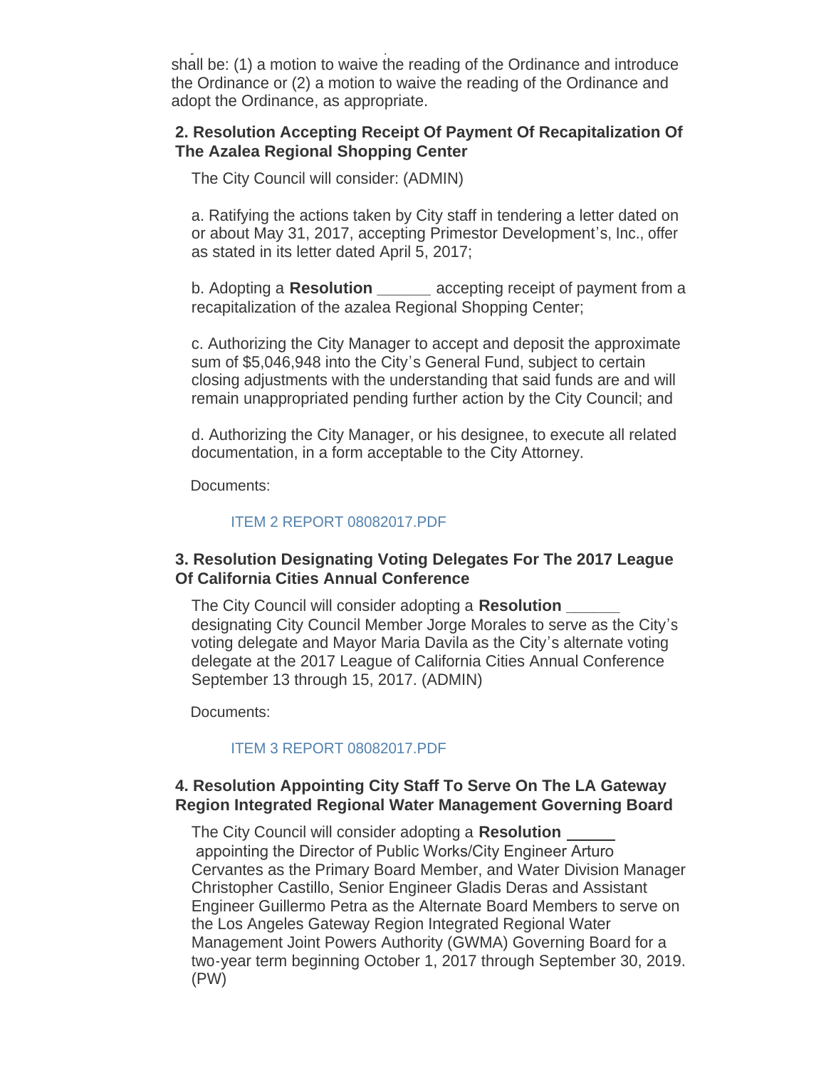shall be: (1) a motion to waive the reading of the Ordinance and introduce the Ordinance or (2) a motion to waive the reading of the Ordinance and adopt the Ordinance, as appropriate.

### 2. Resolution Accepting Receipt Of Payment Of Recapitalization Of The Azalea Regional Shopping Center

The City Council will consider: (ADMIN)

a. Ratifying the actions taken by City staff in tendering a letter dated on or about May 31, 2017, accepting Primestor Development's, Inc., offer as stated in its letter dated April 5, 2017;

b. Adopting a **Resolution ______** accepting receipt of payment from a recapitalization of the azalea Regional Shopping Center;

c. Authorizing the City Manager to accept and deposit the approximate sum of $5,046,948 into the City's General Fund, subject to certain closing adjustments with the understanding that said funds are and will remain unappropriated pending further action by the City Council; and

d. Authorizing the City Manager, or his designee, to execute all related documentation, in a form acceptable to the City Attorney.

Documents:

ITEM 2 REPORT 08082017.PDF

### 3. Resolution Designating Voting Delegates For The 2017 League Of California Cities Annual Conference

The City Council will consider adopting a **Resolution ______** designating City Council Member Jorge Morales to serve as the City's voting delegate and Mayor Maria Davila as the City's alternate voting delegate at the 2017 League of California Cities Annual Conference September 13 through 15, 2017. (ADMIN)

Documents:

ITEM 3 REPORT 08082017.PDF

### 4. Resolution Appointing City Staff To Serve On The LA Gateway Region Integrated Regional Water Management Governing Board

The City Council will consider adopting a **Resolution ______** appointing the Director of Public Works/City Engineer Arturo Cervantes as the Primary Board Member, and Water Division Manager Christopher Castillo, Senior Engineer Gladis Deras and Assistant Engineer Guillermo Petra as the Alternate Board Members to serve on the Los Angeles Gateway Region Integrated Regional Water Management Joint Powers Authority (GWMA) Governing Board for a two-year term beginning October 1, 2017 through September 30, 2019. (PW)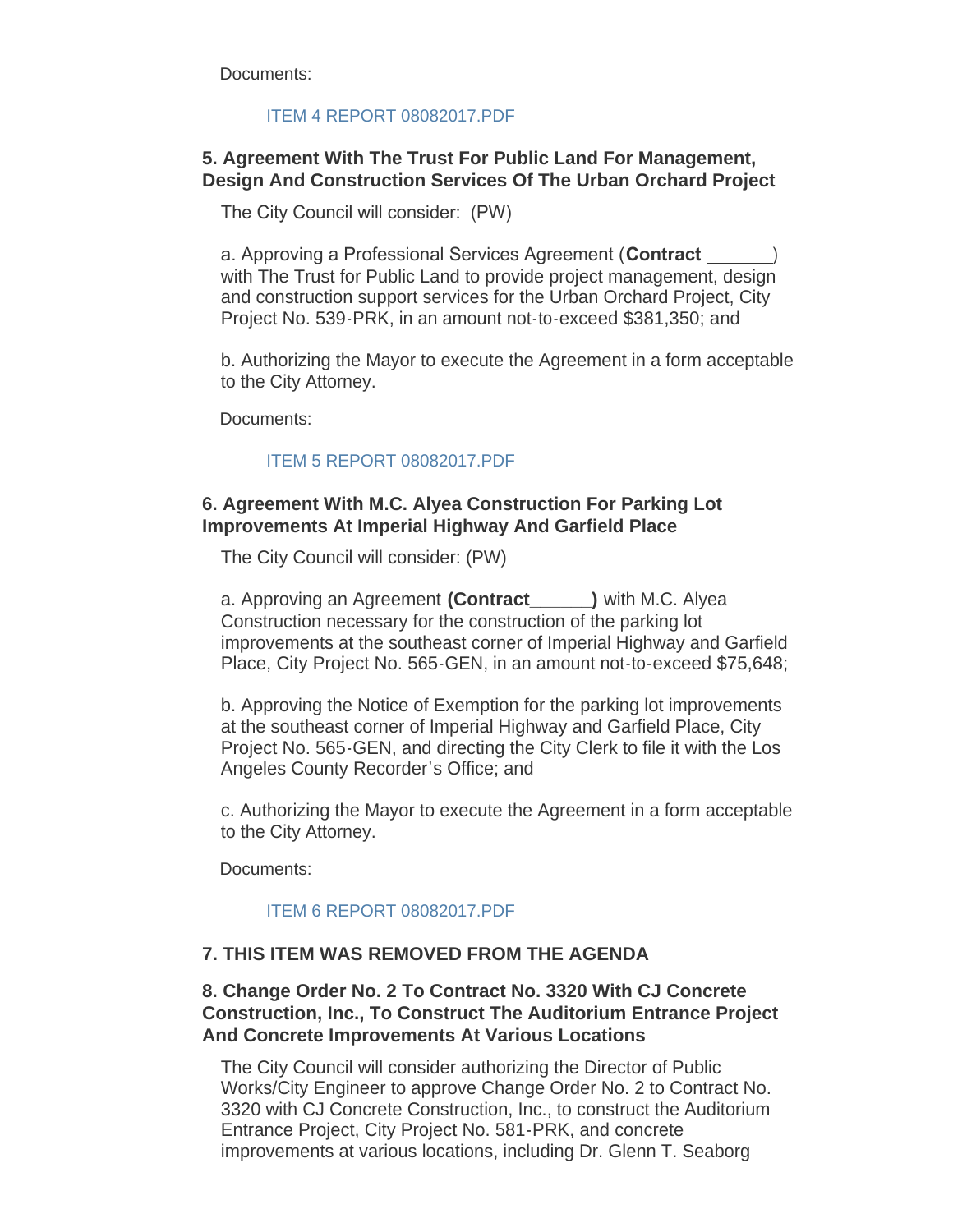Documents:

ITEM 4 REPORT 08082017.PDF

### 5. Agreement With The Trust For Public Land For Management, Design And Construction Services Of The Urban Orchard Project

The City Council will consider: (PW)

a. Approving a Professional Services Agreement (**Contract \_\_\_\_\_\_**) with The Trust for Public Land to provide project management, design and construction support services for the Urban Orchard Project, City Project No. 539-PRK, in an amount not-to-exceed $381,350; and

b. Authorizing the Mayor to execute the Agreement in a form acceptable to the City Attorney.

Documents:

ITEM 5 REPORT 08082017.PDF

### 6. Agreement With M.C. Alyea Construction For Parking Lot Improvements At Imperial Highway And Garfield Place

The City Council will consider: (PW)

a. Approving an Agreement **(Contract\_\_\_\_\_\_)** with M.C. Alyea Construction necessary for the construction of the parking lot improvements at the southeast corner of Imperial Highway and Garfield Place, City Project No. 565-GEN, in an amount not-to-exceed $75,648;

b. Approving the Notice of Exemption for the parking lot improvements at the southeast corner of Imperial Highway and Garfield Place, City Project No. 565-GEN, and directing the City Clerk to file it with the Los Angeles County Recorder's Office; and

c. Authorizing the Mayor to execute the Agreement in a form acceptable to the City Attorney.

Documents:

ITEM 6 REPORT 08082017.PDF

### 7. THIS ITEM WAS REMOVED FROM THE AGENDA

### 8. Change Order No. 2 To Contract No. 3320 With CJ Concrete Construction, Inc., To Construct The Auditorium Entrance Project And Concrete Improvements At Various Locations

The City Council will consider authorizing the Director of Public Works/City Engineer to approve Change Order No. 2 to Contract No. 3320 with CJ Concrete Construction, Inc., to construct the Auditorium Entrance Project, City Project No. 581-PRK, and concrete improvements at various locations, including Dr. Glenn T. Seaborg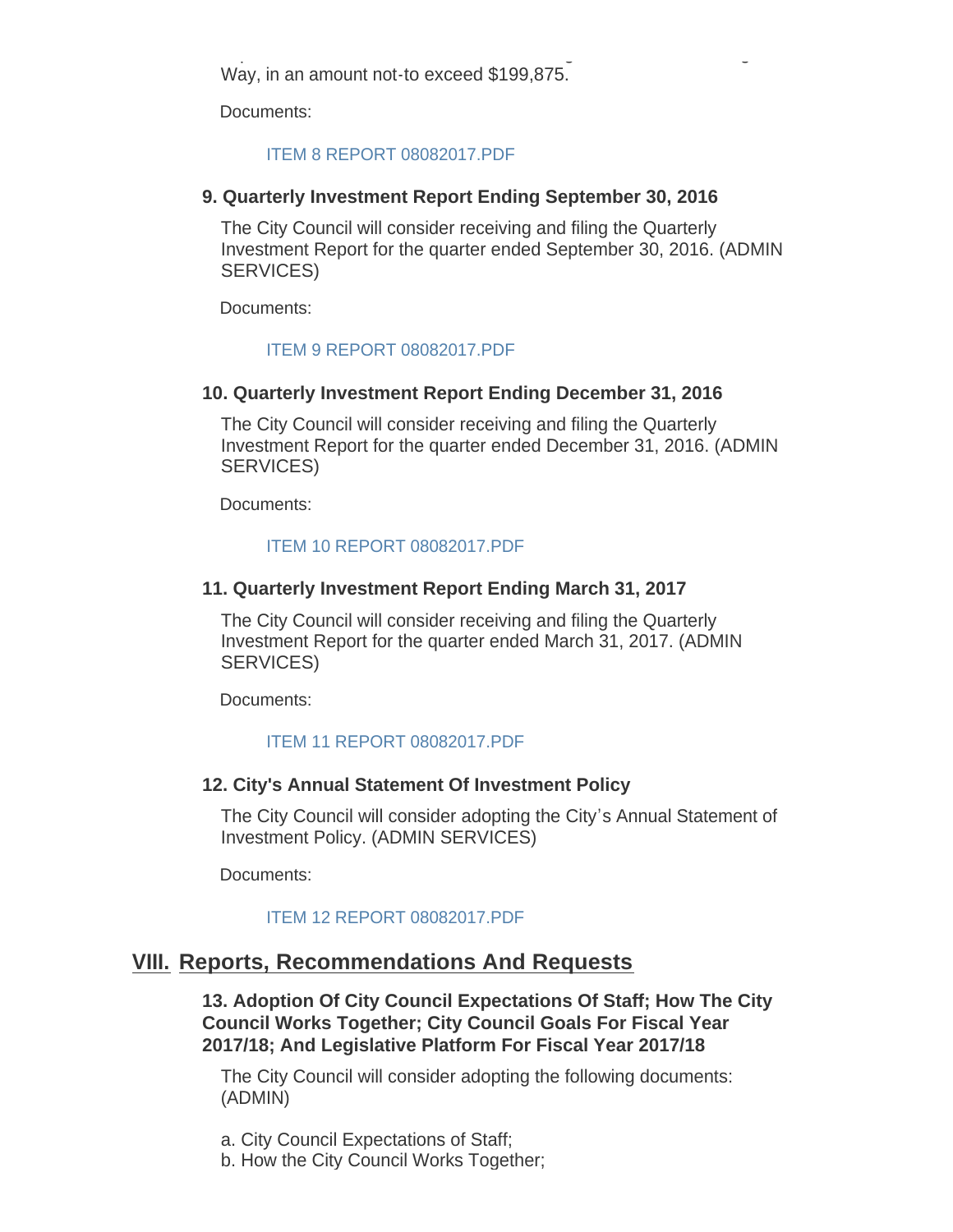Way, in an amount not-to exceed $199,875.

Documents:

ITEM 8 REPORT 08082017.PDF

### 9. Quarterly Investment Report Ending September 30, 2016

The City Council will consider receiving and filing the Quarterly Investment Report for the quarter ended September 30, 2016. (ADMIN SERVICES)

Documents:

ITEM 9 REPORT 08082017.PDF

### 10. Quarterly Investment Report Ending December 31, 2016

The City Council will consider receiving and filing the Quarterly Investment Report for the quarter ended December 31, 2016. (ADMIN SERVICES)

Documents:

ITEM 10 REPORT 08082017.PDF

### 11. Quarterly Investment Report Ending March 31, 2017

The City Council will consider receiving and filing the Quarterly Investment Report for the quarter ended March 31, 2017. (ADMIN SERVICES)

Documents:

ITEM 11 REPORT 08082017.PDF

### 12. City's Annual Statement Of Investment Policy

The City Council will consider adopting the City's Annual Statement of Investment Policy. (ADMIN SERVICES)

Documents:

ITEM 12 REPORT 08082017.PDF

## VIII. Reports, Recommendations And Requests

### 13. Adoption Of City Council Expectations Of Staff; How The City Council Works Together; City Council Goals For Fiscal Year 2017/18; And Legislative Platform For Fiscal Year 2017/18

The City Council will consider adopting the following documents: (ADMIN)

a. City Council Expectations of Staff;
b. How the City Council Works Together;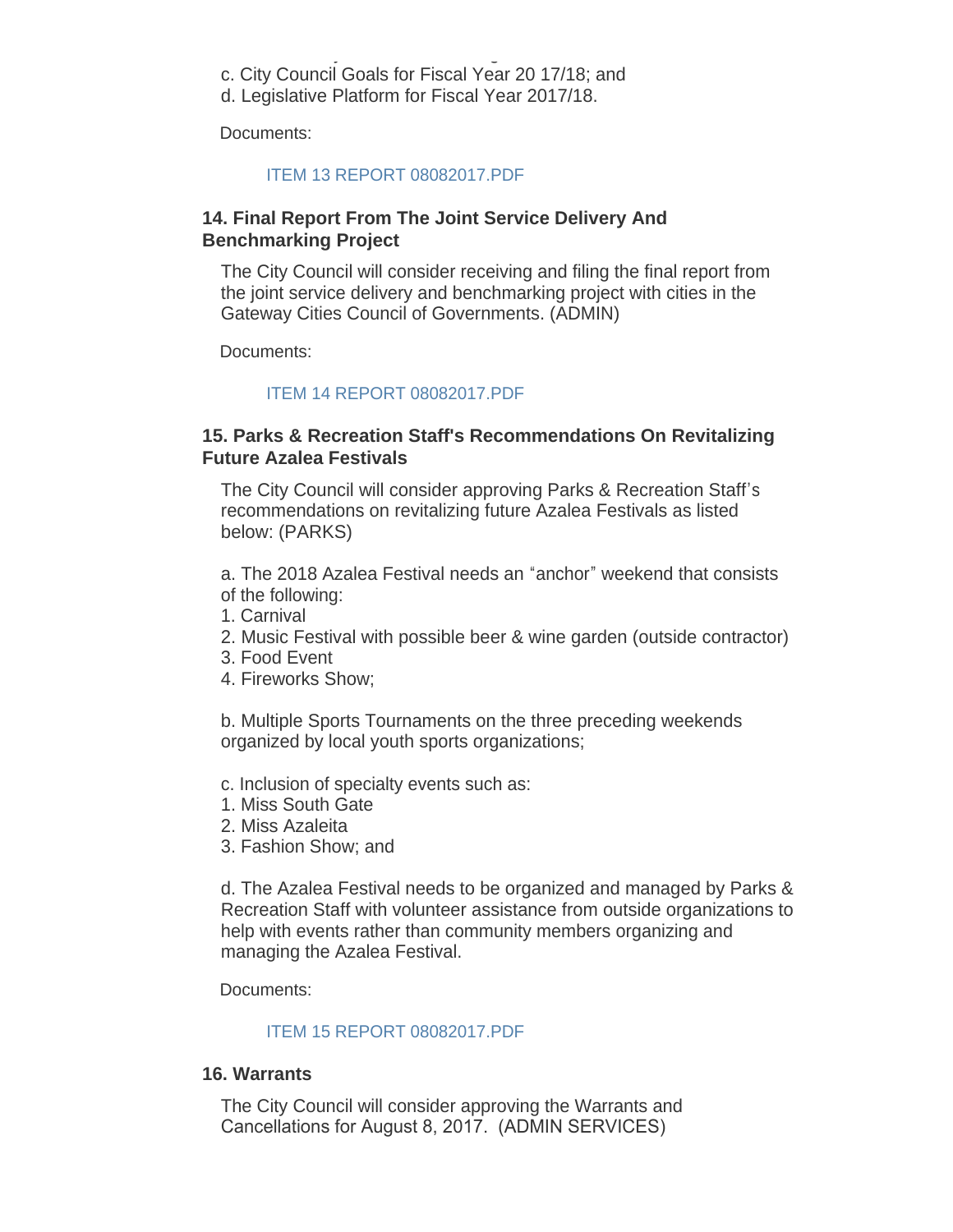c. City Council Goals for Fiscal Year 20 17/18; and
d. Legislative Platform for Fiscal Year 2017/18.

Documents:

ITEM 13 REPORT 08082017.PDF

### 14. Final Report From The Joint Service Delivery And Benchmarking Project

The City Council will consider receiving and filing the final report from the joint service delivery and benchmarking project with cities in the Gateway Cities Council of Governments. (ADMIN)

Documents:

ITEM 14 REPORT 08082017.PDF

### 15. Parks & Recreation Staff's Recommendations On Revitalizing Future Azalea Festivals

The City Council will consider approving Parks & Recreation Staff's recommendations on revitalizing future Azalea Festivals as listed below: (PARKS)

a. The 2018 Azalea Festival needs an "anchor" weekend that consists of the following:
1. Carnival
2. Music Festival with possible beer & wine garden (outside contractor)
3. Food Event
4. Fireworks Show;

b. Multiple Sports Tournaments on the three preceding weekends organized by local youth sports organizations;

c. Inclusion of specialty events such as:
1. Miss South Gate
2. Miss Azaleita
3. Fashion Show; and

d. The Azalea Festival needs to be organized and managed by Parks & Recreation Staff with volunteer assistance from outside organizations to help with events rather than community members organizing and managing the Azalea Festival.

Documents:

ITEM 15 REPORT 08082017.PDF

### 16. Warrants

The City Council will consider approving the Warrants and Cancellations for August 8, 2017. (ADMIN SERVICES)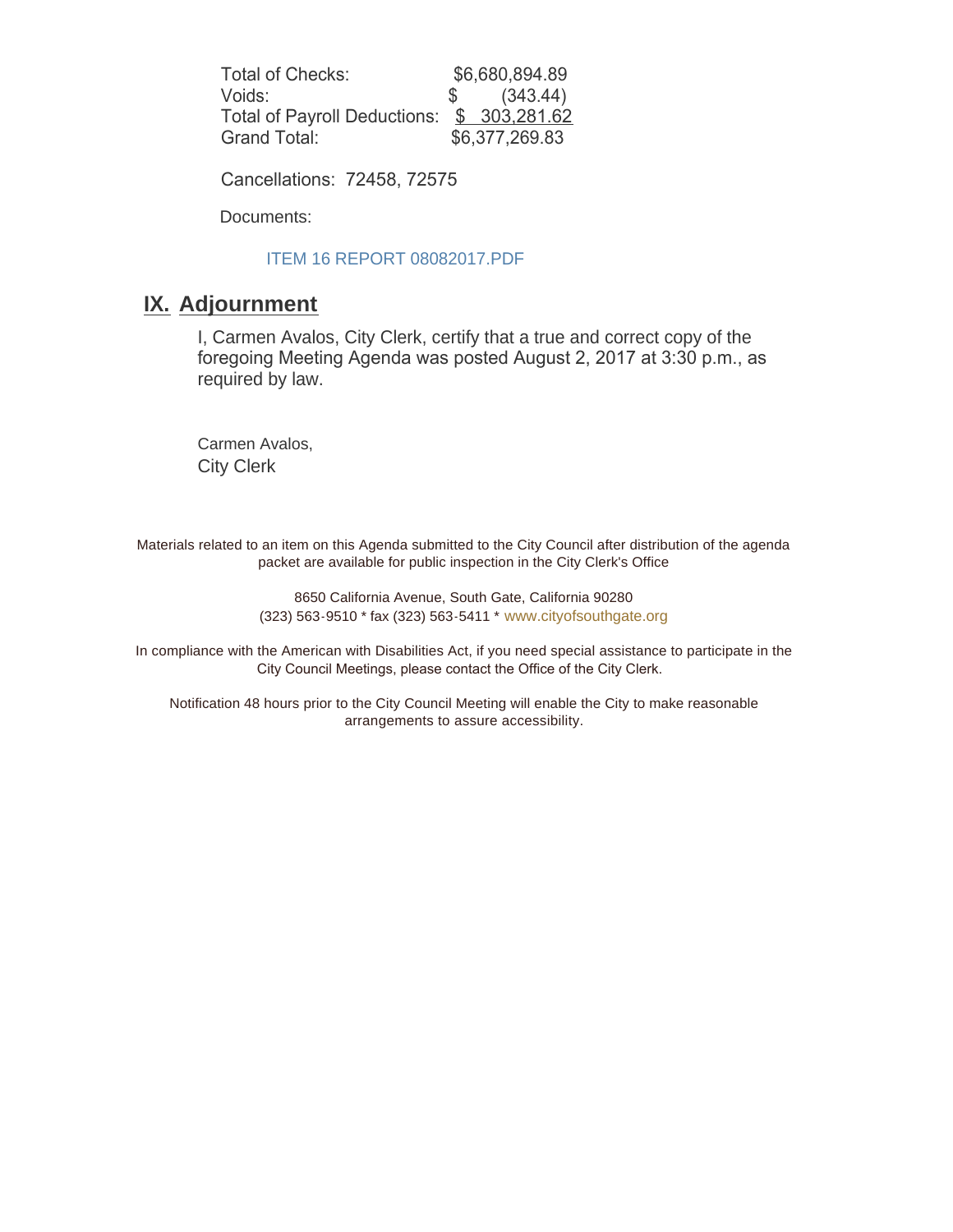| | |
|---|---|
| Total of Checks: | $6,680,894.89 |
| Voids: | $ (343.44) |
| Total of Payroll Deductions: | $ 303,281.62 |
| Grand Total: | $6,377,269.83 |

Cancellations: 72458, 72575

Documents:

ITEM 16 REPORT 08082017.PDF

## IX. Adjournment

I, Carmen Avalos, City Clerk, certify that a true and correct copy of the foregoing Meeting Agenda was posted August 2, 2017 at 3:30 p.m., as required by law.

Carmen Avalos,
City Clerk

Materials related to an item on this Agenda submitted to the City Council after distribution of the agenda packet are available for public inspection in the City Clerk's Office

8650 California Avenue, South Gate, California 90280
(323) 563-9510 * fax (323) 563-5411 * www.cityofsouthgate.org

In compliance with the American with Disabilities Act, if you need special assistance to participate in the City Council Meetings, please contact the Office of the City Clerk.

Notification 48 hours prior to the City Council Meeting will enable the City to make reasonable arrangements to assure accessibility.